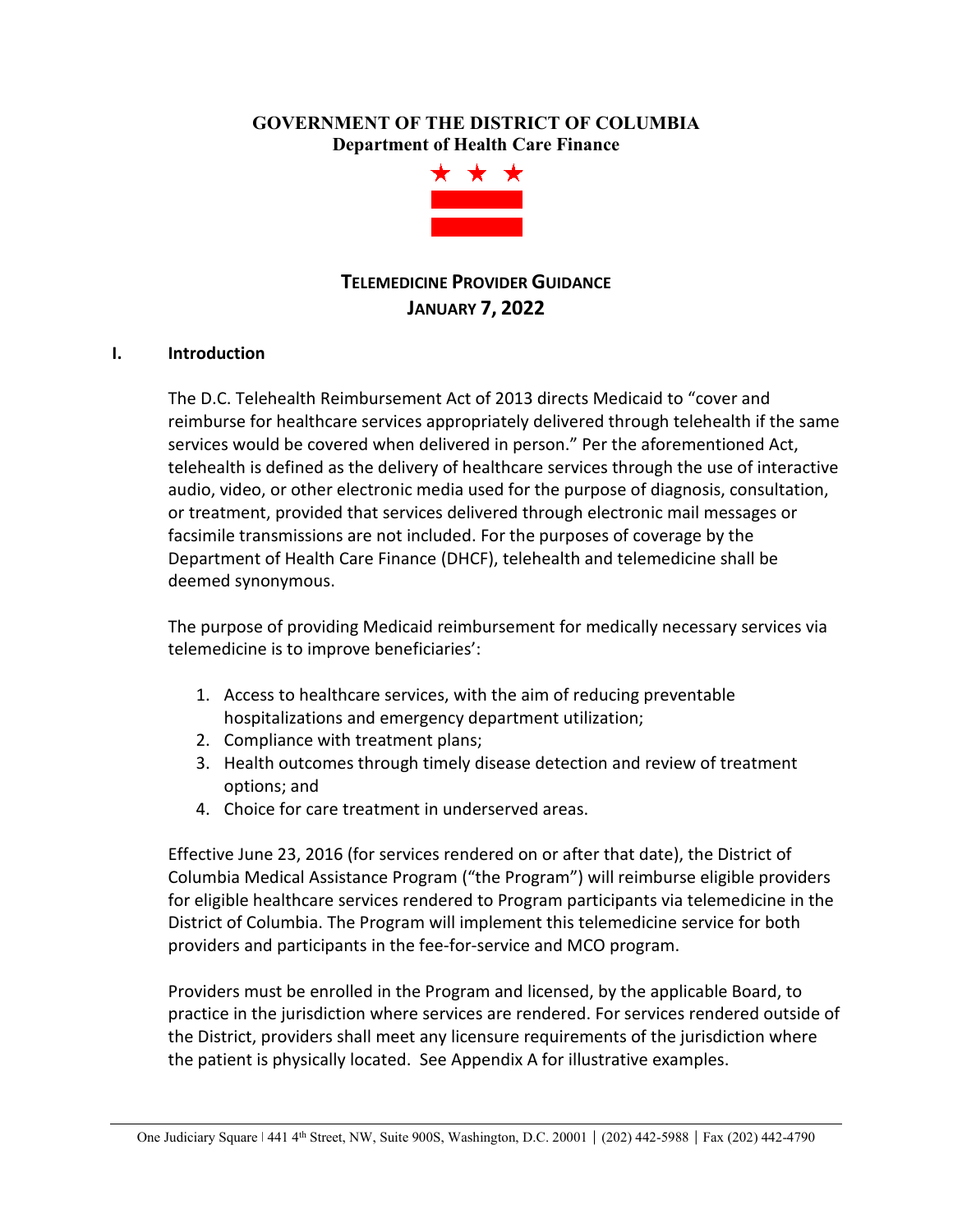**GOVERNMENT OF THE DISTRICT OF COLUMBIA**
**Department of Health Care Finance**

# TELEMEDICINE PROVIDER GUIDANCE
## JANUARY 7, 2022

## I. Introduction

The D.C. Telehealth Reimbursement Act of 2013 directs Medicaid to "cover and reimburse for healthcare services appropriately delivered through telehealth if the same services would be covered when delivered in person." Per the aforementioned Act, telehealth is defined as the delivery of healthcare services through the use of interactive audio, video, or other electronic media used for the purpose of diagnosis, consultation, or treatment, provided that services delivered through electronic mail messages or facsimile transmissions are not included. For the purposes of coverage by the Department of Health Care Finance (DHCF), telehealth and telemedicine shall be deemed synonymous.

The purpose of providing Medicaid reimbursement for medically necessary services via telemedicine is to improve beneficiaries':

1. Access to healthcare services, with the aim of reducing preventable hospitalizations and emergency department utilization;
2. Compliance with treatment plans;
3. Health outcomes through timely disease detection and review of treatment options; and
4. Choice for care treatment in underserved areas.

Effective June 23, 2016 (for services rendered on or after that date), the District of Columbia Medical Assistance Program ("the Program") will reimburse eligible providers for eligible healthcare services rendered to Program participants via telemedicine in the District of Columbia. The Program will implement this telemedicine service for both providers and participants in the fee-for-service and MCO program.

Providers must be enrolled in the Program and licensed, by the applicable Board, to practice in the jurisdiction where services are rendered. For services rendered outside of the District, providers shall meet any licensure requirements of the jurisdiction where the patient is physically located. See Appendix A for illustrative examples.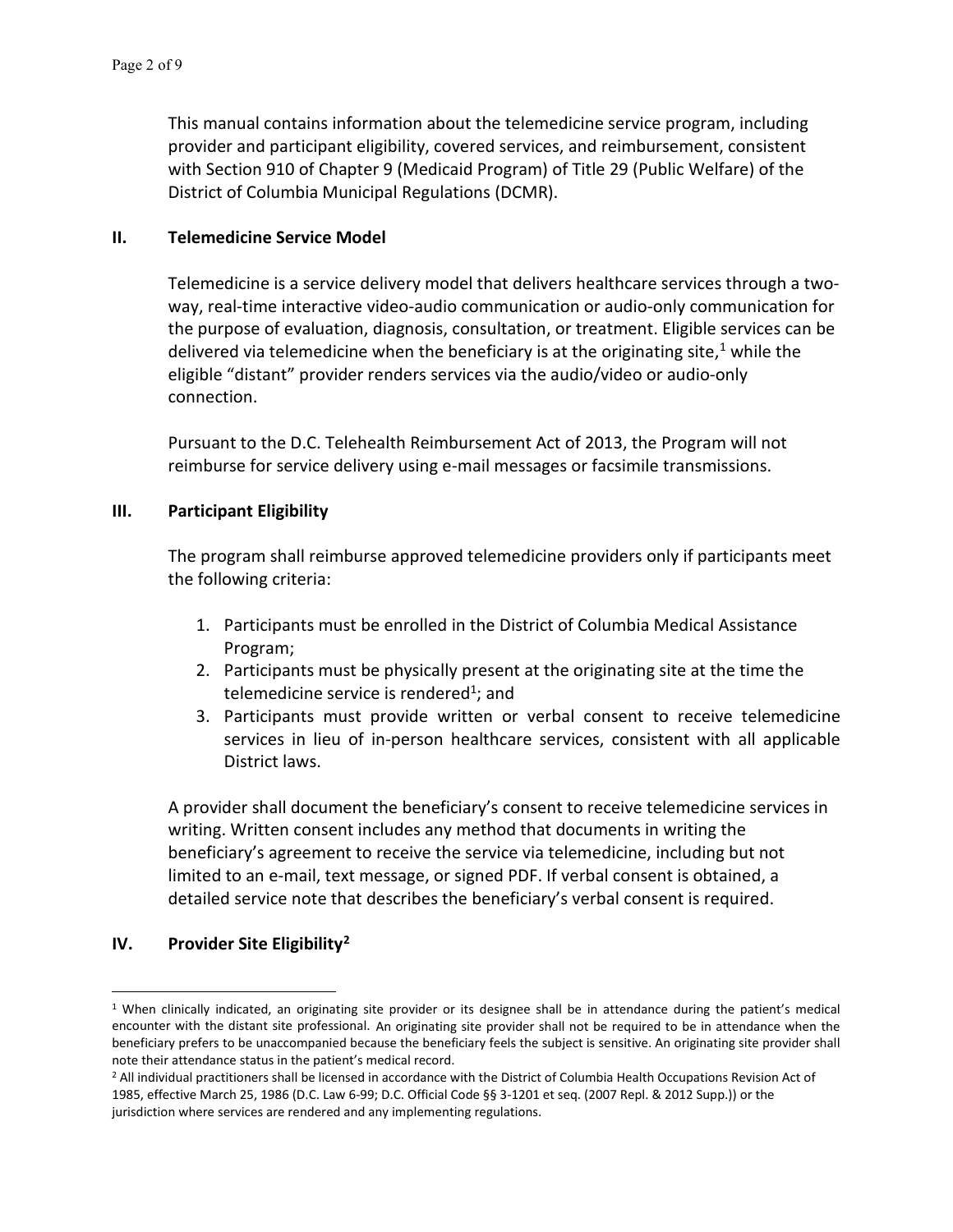This manual contains information about the telemedicine service program, including provider and participant eligibility, covered services, and reimbursement, consistent with Section 910 of Chapter 9 (Medicaid Program) of Title 29 (Public Welfare) of the District of Columbia Municipal Regulations (DCMR).

## II. Telemedicine Service Model

Telemedicine is a service delivery model that delivers healthcare services through a two-way, real-time interactive video-audio communication or audio-only communication for the purpose of evaluation, diagnosis, consultation, or treatment. Eligible services can be delivered via telemedicine when the beneficiary is at the originating site,[1] while the eligible "distant" provider renders services via the audio/video or audio-only connection.

Pursuant to the D.C. Telehealth Reimbursement Act of 2013, the Program will not reimburse for service delivery using e-mail messages or facsimile transmissions.

## III. Participant Eligibility

The program shall reimburse approved telemedicine providers only if participants meet the following criteria:

1. Participants must be enrolled in the District of Columbia Medical Assistance Program;
2. Participants must be physically present at the originating site at the time the telemedicine service is rendered[1]; and
3. Participants must provide written or verbal consent to receive telemedicine services in lieu of in-person healthcare services, consistent with all applicable District laws.

A provider shall document the beneficiary's consent to receive telemedicine services in writing. Written consent includes any method that documents in writing the beneficiary's agreement to receive the service via telemedicine, including but not limited to an e-mail, text message, or signed PDF. If verbal consent is obtained, a detailed service note that describes the beneficiary's verbal consent is required.

## IV. Provider Site Eligibility[2]

---

[1] When clinically indicated, an originating site provider or its designee shall be in attendance during the patient's medical encounter with the distant site professional. An originating site provider shall not be required to be in attendance when the beneficiary prefers to be unaccompanied because the beneficiary feels the subject is sensitive. An originating site provider shall note their attendance status in the patient's medical record.

[2] All individual practitioners shall be licensed in accordance with the District of Columbia Health Occupations Revision Act of 1985, effective March 25, 1986 (D.C. Law 6-99; D.C. Official Code §§ 3-1201 et seq. (2007 Repl. & 2012 Supp.)) or the jurisdiction where services are rendered and any implementing regulations.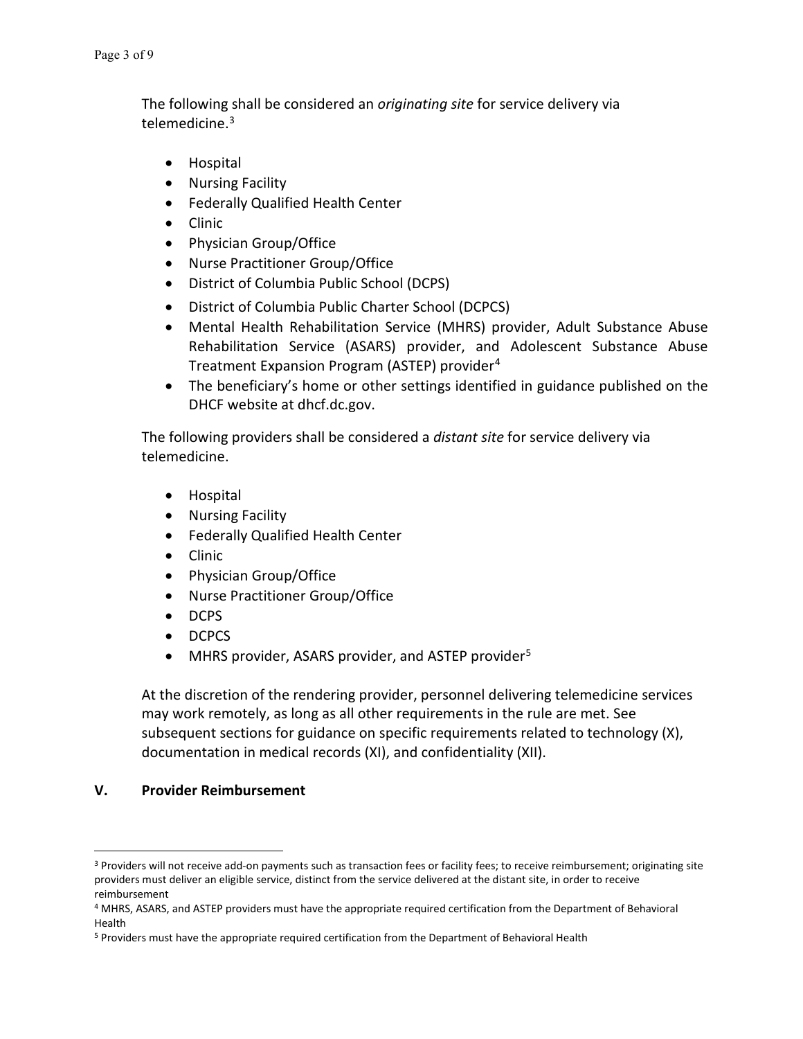The following shall be considered an *originating site* for service delivery via telemedicine.[3]

- Hospital
- Nursing Facility
- Federally Qualified Health Center
- Clinic
- Physician Group/Office
- Nurse Practitioner Group/Office
- District of Columbia Public School (DCPS)
- District of Columbia Public Charter School (DCPCS)
- Mental Health Rehabilitation Service (MHRS) provider, Adult Substance Abuse Rehabilitation Service (ASARS) provider, and Adolescent Substance Abuse Treatment Expansion Program (ASTEP) provider[4]
- The beneficiary's home or other settings identified in guidance published on the DHCF website at dhcf.dc.gov.

The following providers shall be considered a *distant site* for service delivery via telemedicine.

- Hospital
- Nursing Facility
- Federally Qualified Health Center
- Clinic
- Physician Group/Office
- Nurse Practitioner Group/Office
- DCPS
- DCPCS
- MHRS provider, ASARS provider, and ASTEP provider[5]

At the discretion of the rendering provider, personnel delivering telemedicine services may work remotely, as long as all other requirements in the rule are met. See subsequent sections for guidance on specific requirements related to technology (X), documentation in medical records (XI), and confidentiality (XII).

## V. Provider Reimbursement

---

[3] Providers will not receive add-on payments such as transaction fees or facility fees; to receive reimbursement; originating site providers must deliver an eligible service, distinct from the service delivered at the distant site, in order to receive reimbursement

[4] MHRS, ASARS, and ASTEP providers must have the appropriate required certification from the Department of Behavioral Health

[5] Providers must have the appropriate required certification from the Department of Behavioral Health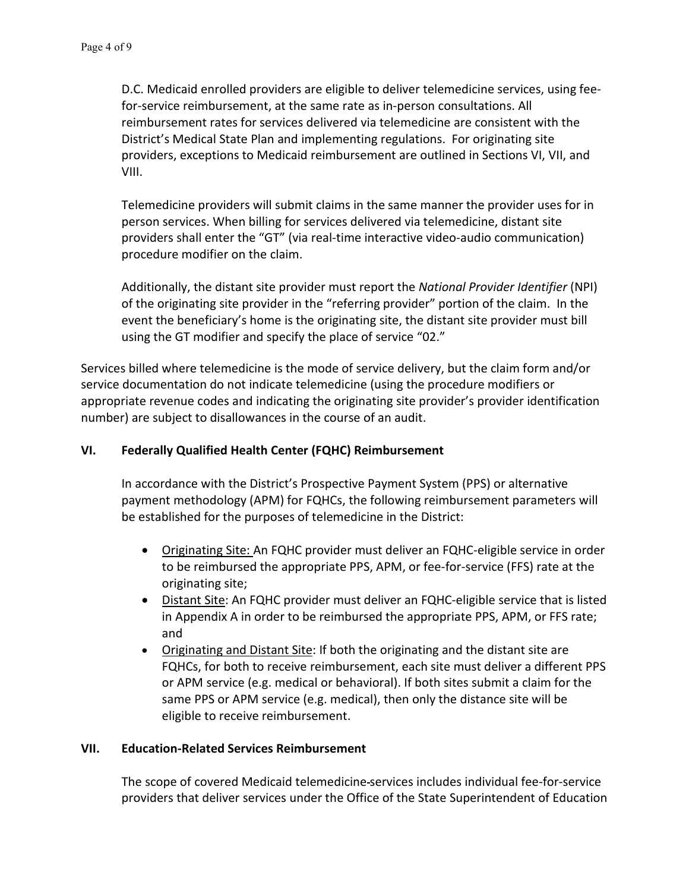D.C. Medicaid enrolled providers are eligible to deliver telemedicine services, using fee-for-service reimbursement, at the same rate as in-person consultations. All reimbursement rates for services delivered via telemedicine are consistent with the District's Medical State Plan and implementing regulations. For originating site providers, exceptions to Medicaid reimbursement are outlined in Sections VI, VII, and VIII.

Telemedicine providers will submit claims in the same manner the provider uses for in person services. When billing for services delivered via telemedicine, distant site providers shall enter the "GT" (via real-time interactive video-audio communication) procedure modifier on the claim.

Additionally, the distant site provider must report the *National Provider Identifier* (NPI) of the originating site provider in the "referring provider" portion of the claim. In the event the beneficiary's home is the originating site, the distant site provider must bill using the GT modifier and specify the place of service "02."

Services billed where telemedicine is the mode of service delivery, but the claim form and/or service documentation do not indicate telemedicine (using the procedure modifiers or appropriate revenue codes and indicating the originating site provider's provider identification number) are subject to disallowances in the course of an audit.

## VI. Federally Qualified Health Center (FQHC) Reimbursement

In accordance with the District's Prospective Payment System (PPS) or alternative payment methodology (APM) for FQHCs, the following reimbursement parameters will be established for the purposes of telemedicine in the District:

- Originating Site: An FQHC provider must deliver an FQHC-eligible service in order to be reimbursed the appropriate PPS, APM, or fee-for-service (FFS) rate at the originating site;
- Distant Site: An FQHC provider must deliver an FQHC-eligible service that is listed in Appendix A in order to be reimbursed the appropriate PPS, APM, or FFS rate; and
- Originating and Distant Site: If both the originating and the distant site are FQHCs, for both to receive reimbursement, each site must deliver a different PPS or APM service (e.g. medical or behavioral). If both sites submit a claim for the same PPS or APM service (e.g. medical), then only the distance site will be eligible to receive reimbursement.

## VII. Education-Related Services Reimbursement

The scope of covered Medicaid telemedicine services includes individual fee-for-service providers that deliver services under the Office of the State Superintendent of Education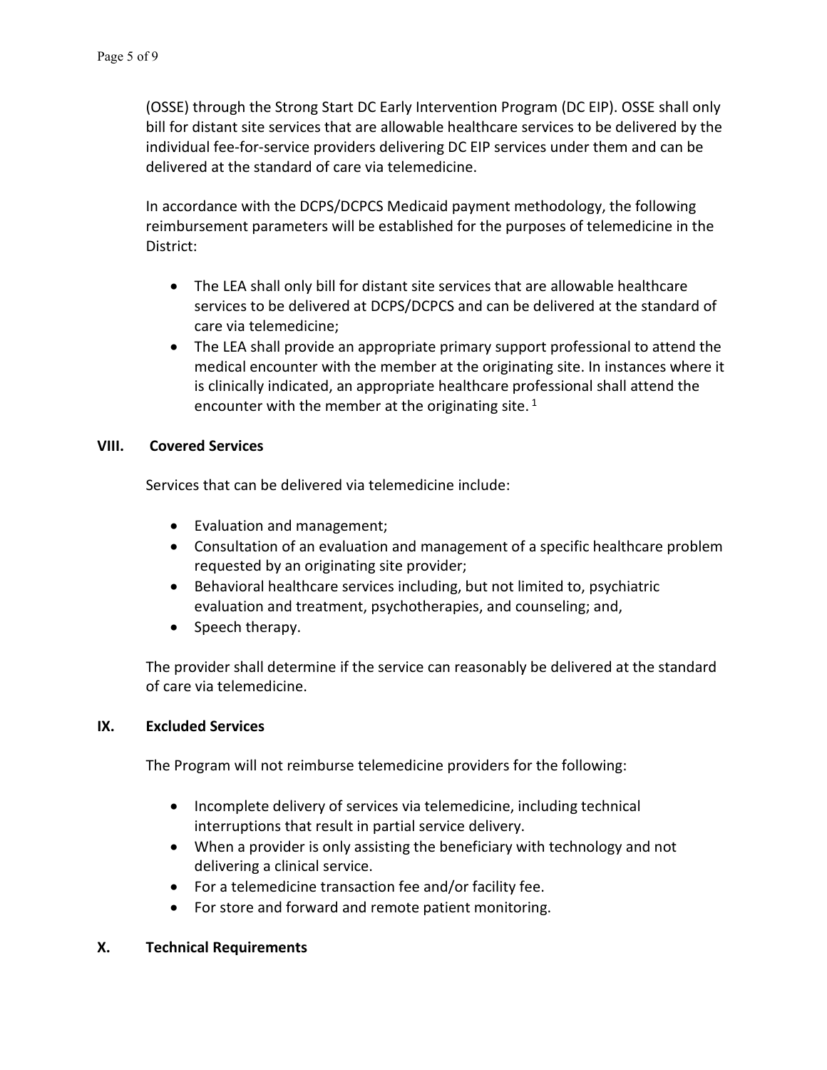(OSSE) through the Strong Start DC Early Intervention Program (DC EIP). OSSE shall only bill for distant site services that are allowable healthcare services to be delivered by the individual fee-for-service providers delivering DC EIP services under them and can be delivered at the standard of care via telemedicine.

In accordance with the DCPS/DCPCS Medicaid payment methodology, the following reimbursement parameters will be established for the purposes of telemedicine in the District:

- The LEA shall only bill for distant site services that are allowable healthcare services to be delivered at DCPS/DCPCS and can be delivered at the standard of care via telemedicine;
- The LEA shall provide an appropriate primary support professional to attend the medical encounter with the member at the originating site. In instances where it is clinically indicated, an appropriate healthcare professional shall attend the encounter with the member at the originating site. [1]

## VIII. Covered Services

Services that can be delivered via telemedicine include:

- Evaluation and management;
- Consultation of an evaluation and management of a specific healthcare problem requested by an originating site provider;
- Behavioral healthcare services including, but not limited to, psychiatric evaluation and treatment, psychotherapies, and counseling; and,
- Speech therapy.

The provider shall determine if the service can reasonably be delivered at the standard of care via telemedicine.

## IX. Excluded Services

The Program will not reimburse telemedicine providers for the following:

- Incomplete delivery of services via telemedicine, including technical interruptions that result in partial service delivery.
- When a provider is only assisting the beneficiary with technology and not delivering a clinical service.
- For a telemedicine transaction fee and/or facility fee.
- For store and forward and remote patient monitoring.

## X. Technical Requirements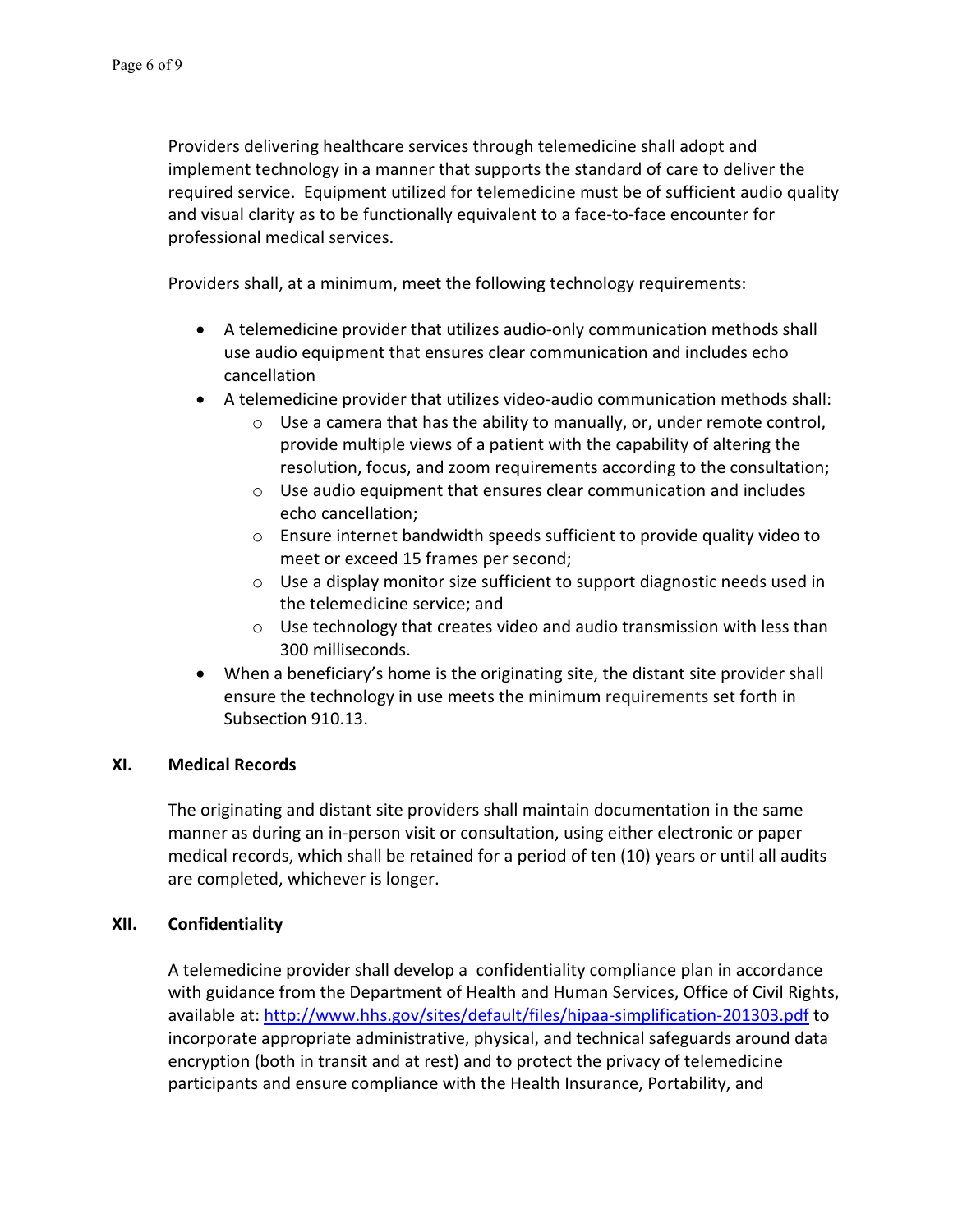Providers delivering healthcare services through telemedicine shall adopt and implement technology in a manner that supports the standard of care to deliver the required service. Equipment utilized for telemedicine must be of sufficient audio quality and visual clarity as to be functionally equivalent to a face-to-face encounter for professional medical services.

Providers shall, at a minimum, meet the following technology requirements:

- A telemedicine provider that utilizes audio-only communication methods shall use audio equipment that ensures clear communication and includes echo cancellation
- A telemedicine provider that utilizes video-audio communication methods shall:
  - Use a camera that has the ability to manually, or, under remote control, provide multiple views of a patient with the capability of altering the resolution, focus, and zoom requirements according to the consultation;
  - Use audio equipment that ensures clear communication and includes echo cancellation;
  - Ensure internet bandwidth speeds sufficient to provide quality video to meet or exceed 15 frames per second;
  - Use a display monitor size sufficient to support diagnostic needs used in the telemedicine service; and
  - Use technology that creates video and audio transmission with less than 300 milliseconds.
- When a beneficiary's home is the originating site, the distant site provider shall ensure the technology in use meets the minimum requirements set forth in Subsection 910.13.

## XI. Medical Records

The originating and distant site providers shall maintain documentation in the same manner as during an in-person visit or consultation, using either electronic or paper medical records, which shall be retained for a period of ten (10) years or until all audits are completed, whichever is longer.

## XII. Confidentiality

A telemedicine provider shall develop a confidentiality compliance plan in accordance with guidance from the Department of Health and Human Services, Office of Civil Rights, available at: http://www.hhs.gov/sites/default/files/hipaa-simplification-201303.pdf to incorporate appropriate administrative, physical, and technical safeguards around data encryption (both in transit and at rest) and to protect the privacy of telemedicine participants and ensure compliance with the Health Insurance, Portability, and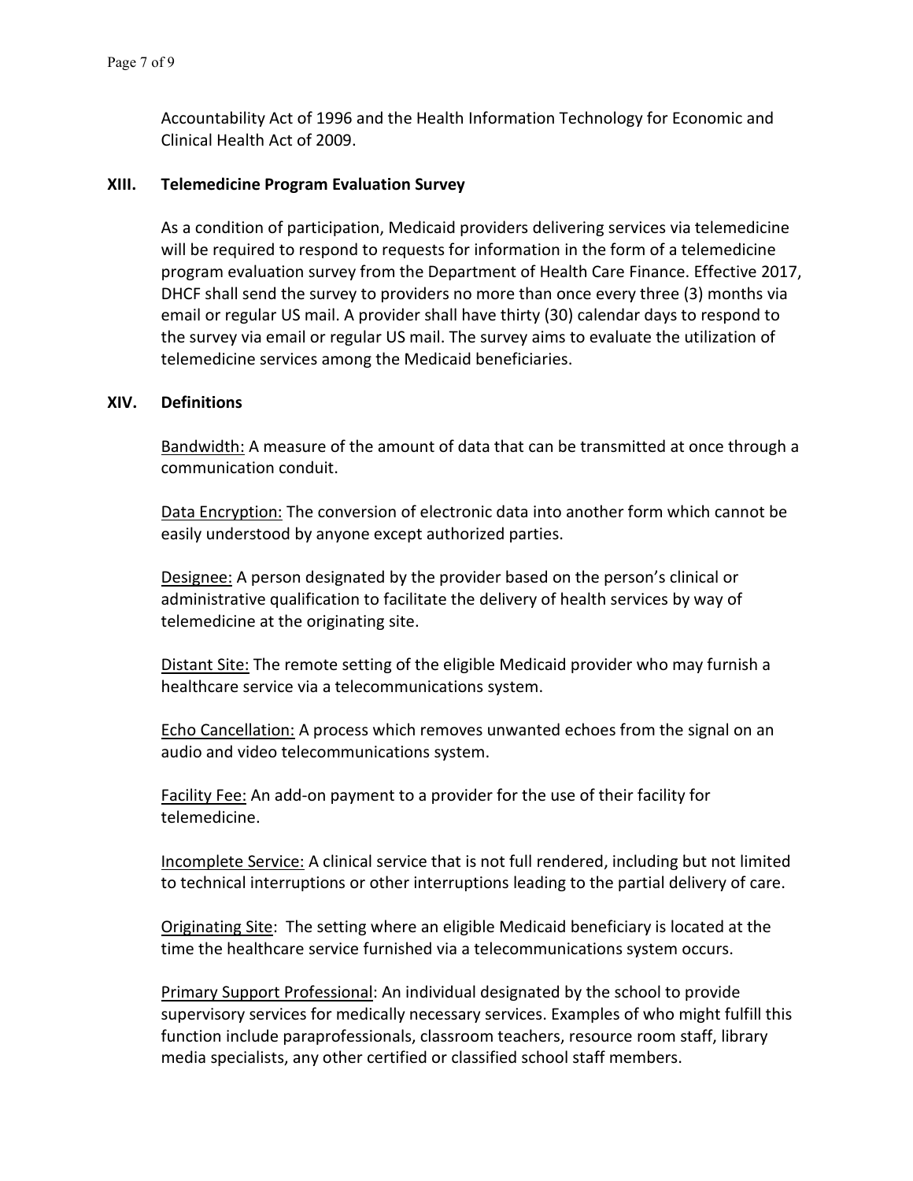Accountability Act of 1996 and the Health Information Technology for Economic and Clinical Health Act of 2009.

## XIII. Telemedicine Program Evaluation Survey

As a condition of participation, Medicaid providers delivering services via telemedicine will be required to respond to requests for information in the form of a telemedicine program evaluation survey from the Department of Health Care Finance. Effective 2017, DHCF shall send the survey to providers no more than once every three (3) months via email or regular US mail. A provider shall have thirty (30) calendar days to respond to the survey via email or regular US mail. The survey aims to evaluate the utilization of telemedicine services among the Medicaid beneficiaries.

## XIV. Definitions

<u>Bandwidth:</u> A measure of the amount of data that can be transmitted at once through a communication conduit.

<u>Data Encryption:</u> The conversion of electronic data into another form which cannot be easily understood by anyone except authorized parties.

<u>Designee:</u> A person designated by the provider based on the person's clinical or administrative qualification to facilitate the delivery of health services by way of telemedicine at the originating site.

<u>Distant Site:</u> The remote setting of the eligible Medicaid provider who may furnish a healthcare service via a telecommunications system.

<u>Echo Cancellation:</u> A process which removes unwanted echoes from the signal on an audio and video telecommunications system.

<u>Facility Fee:</u> An add-on payment to a provider for the use of their facility for telemedicine.

<u>Incomplete Service:</u> A clinical service that is not full rendered, including but not limited to technical interruptions or other interruptions leading to the partial delivery of care.

<u>Originating Site</u>: The setting where an eligible Medicaid beneficiary is located at the time the healthcare service furnished via a telecommunications system occurs.

<u>Primary Support Professional</u>: An individual designated by the school to provide supervisory services for medically necessary services. Examples of who might fulfill this function include paraprofessionals, classroom teachers, resource room staff, library media specialists, any other certified or classified school staff members.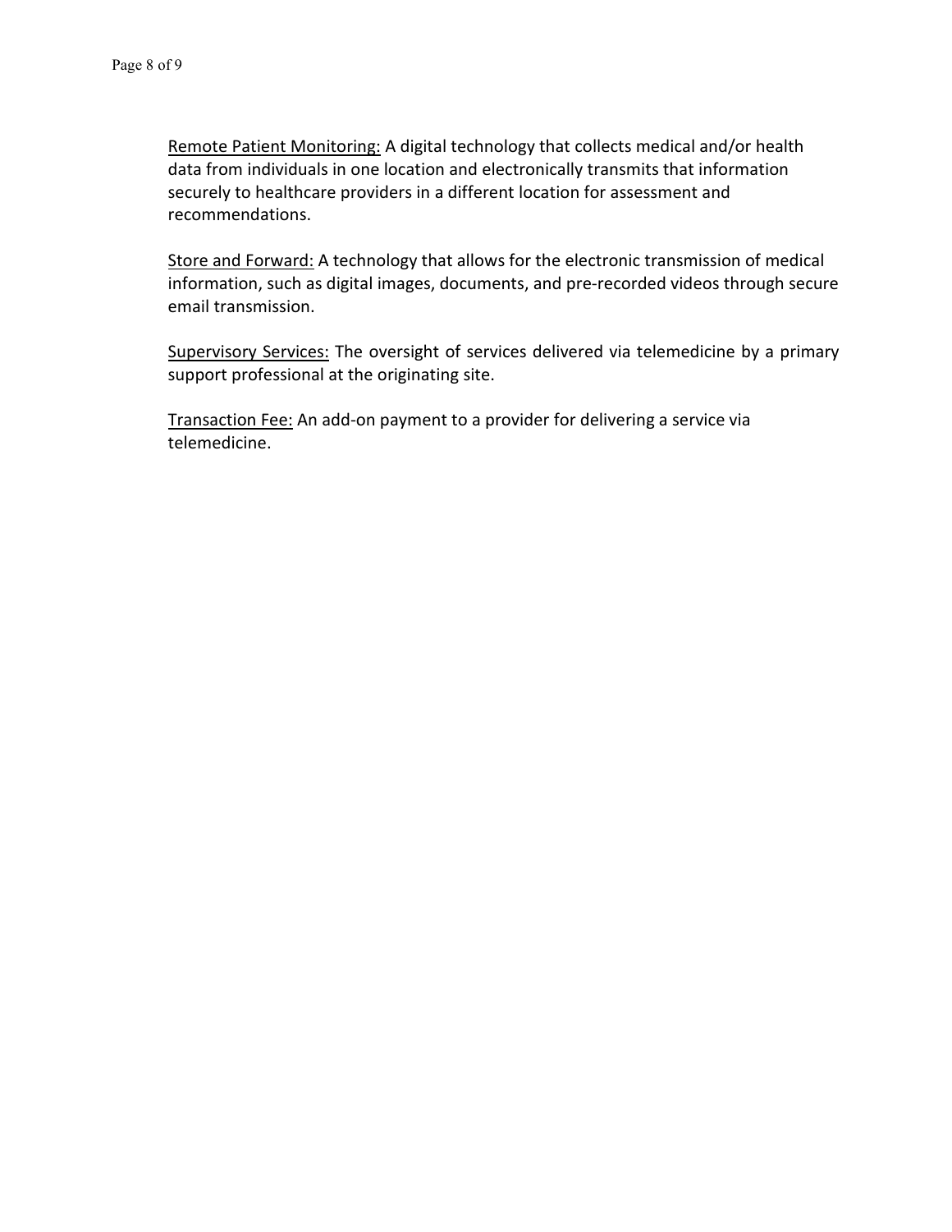<u>Remote Patient Monitoring:</u> A digital technology that collects medical and/or health data from individuals in one location and electronically transmits that information securely to healthcare providers in a different location for assessment and recommendations.

<u>Store and Forward:</u> A technology that allows for the electronic transmission of medical information, such as digital images, documents, and pre-recorded videos through secure email transmission.

<u>Supervisory Services:</u> The oversight of services delivered via telemedicine by a primary support professional at the originating site.

<u>Transaction Fee:</u> An add-on payment to a provider for delivering a service via telemedicine.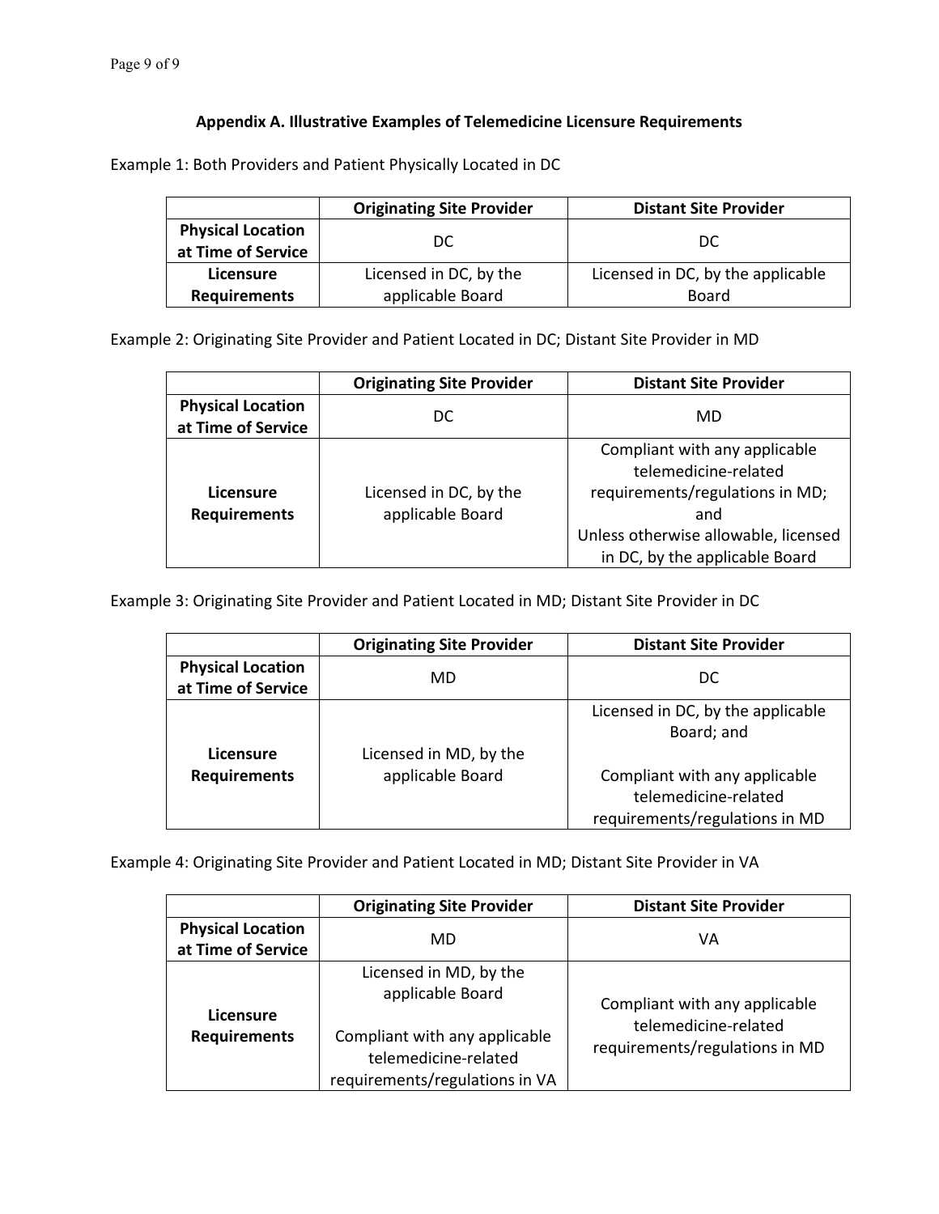## Appendix A. Illustrative Examples of Telemedicine Licensure Requirements

Example 1: Both Providers and Patient Physically Located in DC

| | Originating Site Provider | Distant Site Provider |
|---|---|---|
| **Physical Location at Time of Service** | DC | DC |
| **Licensure Requirements** | Licensed in DC, by the applicable Board | Licensed in DC, by the applicable Board |

Example 2: Originating Site Provider and Patient Located in DC; Distant Site Provider in MD

| | Originating Site Provider | Distant Site Provider |
|---|---|---|
| **Physical Location at Time of Service** | DC | MD |
| **Licensure Requirements** | Licensed in DC, by the applicable Board | Compliant with any applicable telemedicine-related requirements/regulations in MD; and Unless otherwise allowable, licensed in DC, by the applicable Board |

Example 3: Originating Site Provider and Patient Located in MD; Distant Site Provider in DC

| | Originating Site Provider | Distant Site Provider |
|---|---|---|
| **Physical Location at Time of Service** | MD | DC |
| **Licensure Requirements** | Licensed in MD, by the applicable Board | Licensed in DC, by the applicable Board; and Compliant with any applicable telemedicine-related requirements/regulations in MD |

Example 4: Originating Site Provider and Patient Located in MD; Distant Site Provider in VA

| | Originating Site Provider | Distant Site Provider |
|---|---|---|
| **Physical Location at Time of Service** | MD | VA |
| **Licensure Requirements** | Licensed in MD, by the applicable Board Compliant with any applicable telemedicine-related requirements/regulations in VA | Compliant with any applicable telemedicine-related requirements/regulations in MD |